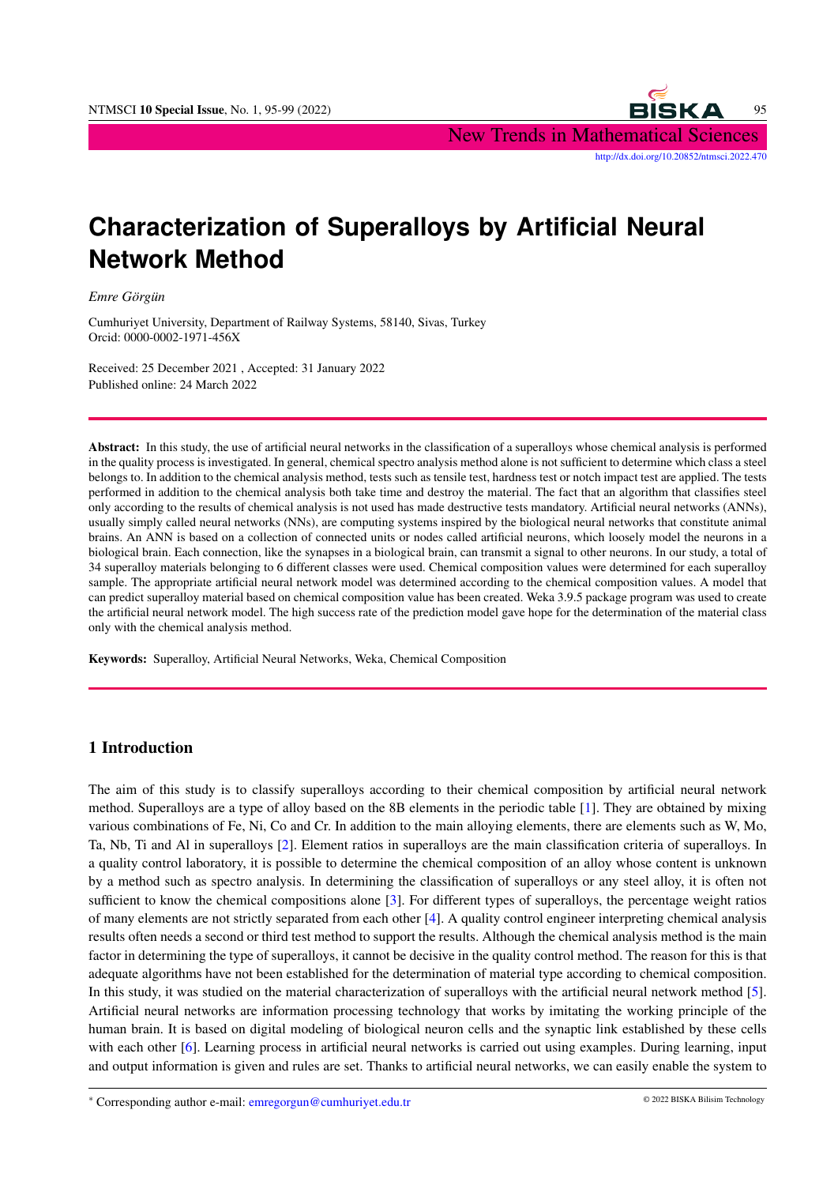# Characterization of Superalloys by Artificial Neural Network Method

*Emre Görgün*

Cumhuriyet University, Department of Railway Systems, 58140, Sivas, Turkey
Orcid: 0000-0002-1971-456X

Received: 25 December 2021 , Accepted: 31 January 2022
Published online: 24 March 2022

**Abstract:** In this study, the use of artificial neural networks in the classification of a superalloys whose chemical analysis is performed in the quality process is investigated. In general, chemical spectro analysis method alone is not sufficient to determine which class a steel belongs to. In addition to the chemical analysis method, tests such as tensile test, hardness test or notch impact test are applied. The tests performed in addition to the chemical analysis both take time and destroy the material. The fact that an algorithm that classifies steel only according to the results of chemical analysis is not used has made destructive tests mandatory. Artificial neural networks (ANNs), usually simply called neural networks (NNs), are computing systems inspired by the biological neural networks that constitute animal brains. An ANN is based on a collection of connected units or nodes called artificial neurons, which loosely model the neurons in a biological brain. Each connection, like the synapses in a biological brain, can transmit a signal to other neurons. In our study, a total of 34 superalloy materials belonging to 6 different classes were used. Chemical composition values were determined for each superalloy sample. The appropriate artificial neural network model was determined according to the chemical composition values. A model that can predict superalloy material based on chemical composition value has been created. Weka 3.9.5 package program was used to create the artificial neural network model. The high success rate of the prediction model gave hope for the determination of the material class only with the chemical analysis method.

**Keywords:** Superalloy, Artificial Neural Networks, Weka, Chemical Composition

## 1 Introduction

The aim of this study is to classify superalloys according to their chemical composition by artificial neural network method. Superalloys are a type of alloy based on the 8B elements in the periodic table [1]. They are obtained by mixing various combinations of Fe, Ni, Co and Cr. In addition to the main alloying elements, there are elements such as W, Mo, Ta, Nb, Ti and Al in superalloys [2]. Element ratios in superalloys are the main classification criteria of superalloys. In a quality control laboratory, it is possible to determine the chemical composition of an alloy whose content is unknown by a method such as spectro analysis. In determining the classification of superalloys or any steel alloy, it is often not sufficient to know the chemical compositions alone [3]. For different types of superalloys, the percentage weight ratios of many elements are not strictly separated from each other [4]. A quality control engineer interpreting chemical analysis results often needs a second or third test method to support the results. Although the chemical analysis method is the main factor in determining the type of superalloys, it cannot be decisive in the quality control method. The reason for this is that adequate algorithms have not been established for the determination of material type according to chemical composition. In this study, it was studied on the material characterization of superalloys with the artificial neural network method [5]. Artificial neural networks are information processing technology that works by imitating the working principle of the human brain. It is based on digital modeling of biological neuron cells and the synaptic link established by these cells with each other [6]. Learning process in artificial neural networks is carried out using examples. During learning, input and output information is given and rules are set. Thanks to artificial neural networks, we can easily enable the system to

* Corresponding author e-mail: emregorgun@cumhuriyet.edu.tr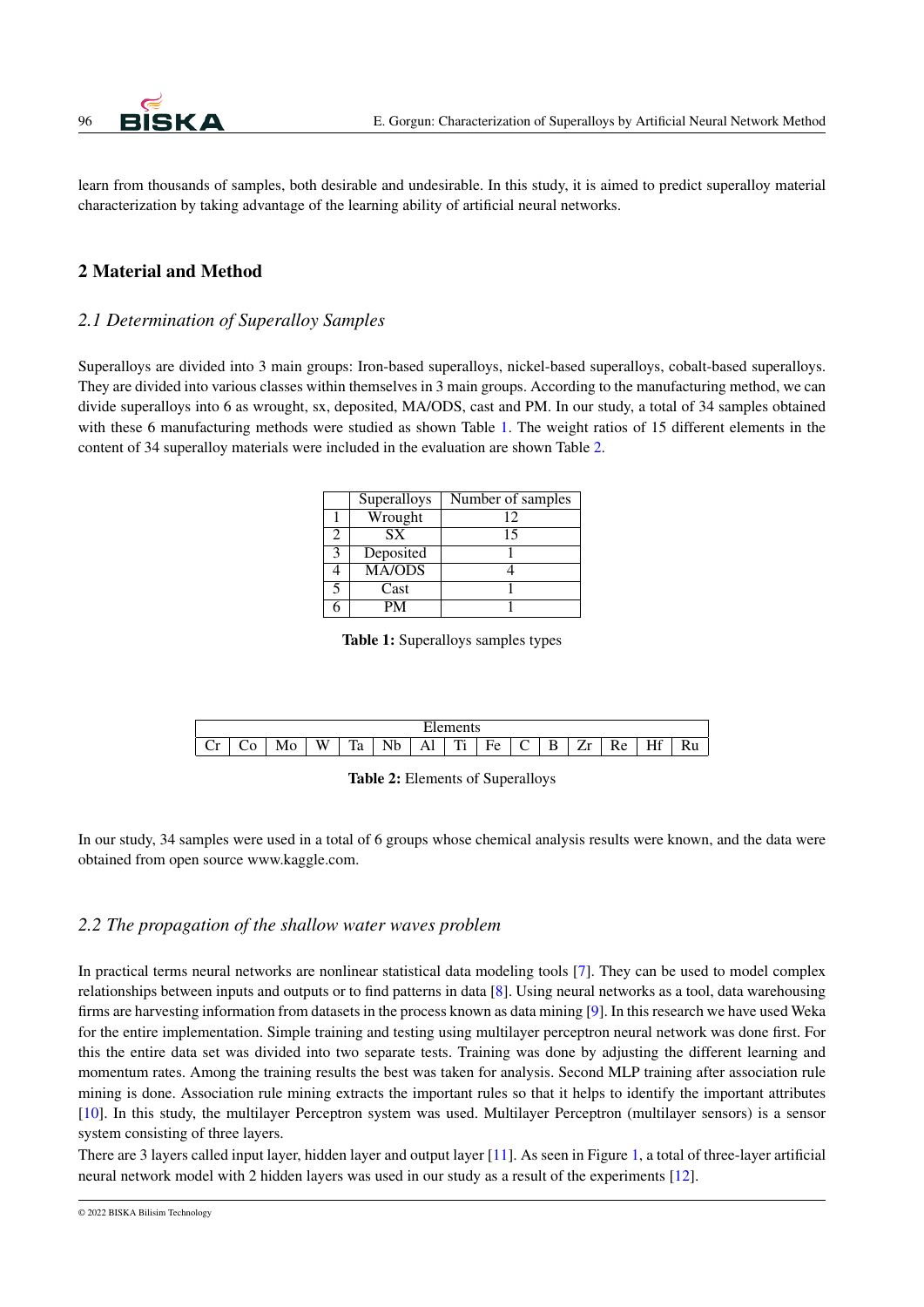learn from thousands of samples, both desirable and undesirable. In this study, it is aimed to predict superalloy material characterization by taking advantage of the learning ability of artificial neural networks.

## 2 Material and Method

### *2.1 Determination of Superalloy Samples*

Superalloys are divided into 3 main groups: Iron-based superalloys, nickel-based superalloys, cobalt-based superalloys. They are divided into various classes within themselves in 3 main groups. According to the manufacturing method, we can divide superalloys into 6 as wrought, sx, deposited, MA/ODS, cast and PM. In our study, a total of 34 samples obtained with these 6 manufacturing methods were studied as shown Table 1. The weight ratios of 15 different elements in the content of 34 superalloy materials were included in the evaluation are shown Table 2.

| | Superalloys | Number of samples |
|---|---|---|
| 1 | Wrought | 12 |
| 2 | SX | 15 |
| 3 | Deposited | 1 |
| 4 | MA/ODS | 4 |
| 5 | Cast | 1 |
| 6 | PM | 1 |

**Table 1:** Superalloys samples types

| Elements | | | | | | | | | | | | | | |
|---|---|---|---|---|---|---|---|---|---|---|---|---|---|---|
| Cr | Co | Mo | W | Ta | Nb | Al | Ti | Fe | C | B | Zr | Re | Hf | Ru |

**Table 2:** Elements of Superalloys

In our study, 34 samples were used in a total of 6 groups whose chemical analysis results were known, and the data were obtained from open source www.kaggle.com.

### *2.2 The propagation of the shallow water waves problem*

In practical terms neural networks are nonlinear statistical data modeling tools [7]. They can be used to model complex relationships between inputs and outputs or to find patterns in data [8]. Using neural networks as a tool, data warehousing firms are harvesting information from datasets in the process known as data mining [9]. In this research we have used Weka for the entire implementation. Simple training and testing using multilayer perceptron neural network was done first. For this the entire data set was divided into two separate tests. Training was done by adjusting the different learning and momentum rates. Among the training results the best was taken for analysis. Second MLP training after association rule mining is done. Association rule mining extracts the important rules so that it helps to identify the important attributes [10]. In this study, the multilayer Perceptron system was used. Multilayer Perceptron (multilayer sensors) is a sensor system consisting of three layers.

There are 3 layers called input layer, hidden layer and output layer [11]. As seen in Figure 1, a total of three-layer artificial neural network model with 2 hidden layers was used in our study as a result of the experiments [12].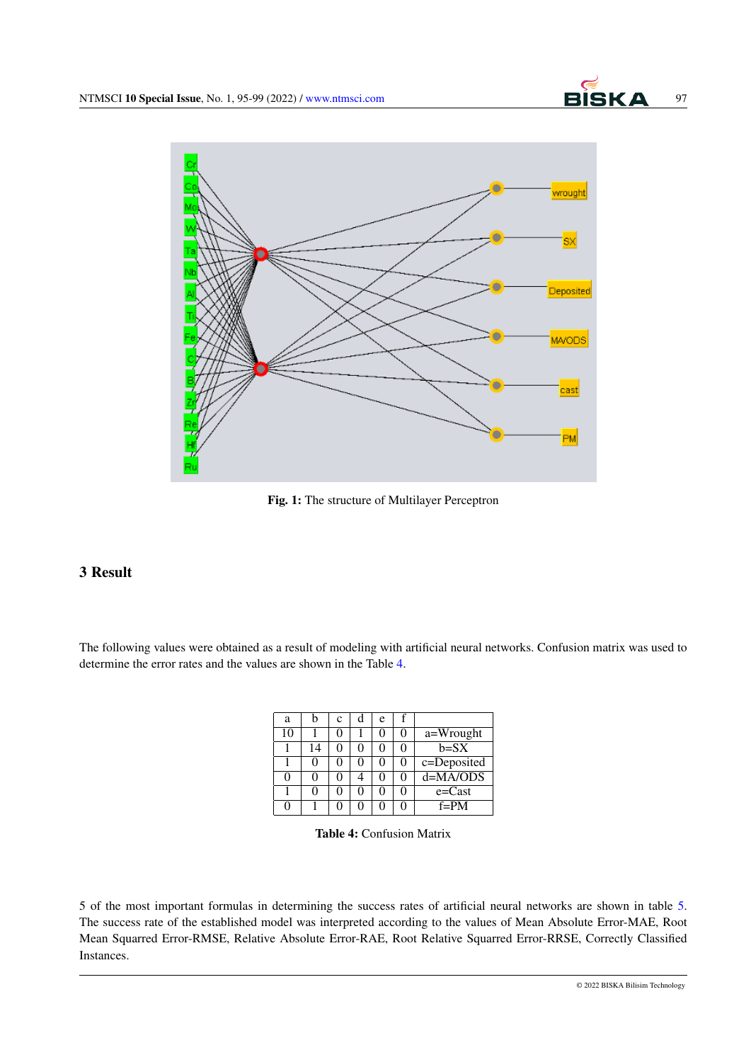Fig. 1: The structure of Multilayer Perceptron

## 3 Result

The following values were obtained as a result of modeling with artificial neural networks. Confusion matrix was used to determine the error rates and the values are shown in the Table 4.

| a | b | c | d | e | f | |
|---|---|---|---|---|---|---|
| 10 | 1 | 0 | 1 | 0 | 0 | a=Wrought |
| 1 | 14 | 0 | 0 | 0 | 0 | b=SX |
| 1 | 0 | 0 | 0 | 0 | 0 | c=Deposited |
| 0 | 0 | 0 | 4 | 0 | 0 | d=MA/ODS |
| 1 | 0 | 0 | 0 | 0 | 0 | e=Cast |
| 0 | 1 | 0 | 0 | 0 | 0 | f=PM |

**Table 4:** Confusion Matrix

5 of the most important formulas in determining the success rates of artificial neural networks are shown in table 5. The success rate of the established model was interpreted according to the values of Mean Absolute Error-MAE, Root Mean Squared Error-RMSE, Relative Absolute Error-RAE, Root Relative Squared Error-RRSE, Correctly Classified Instances.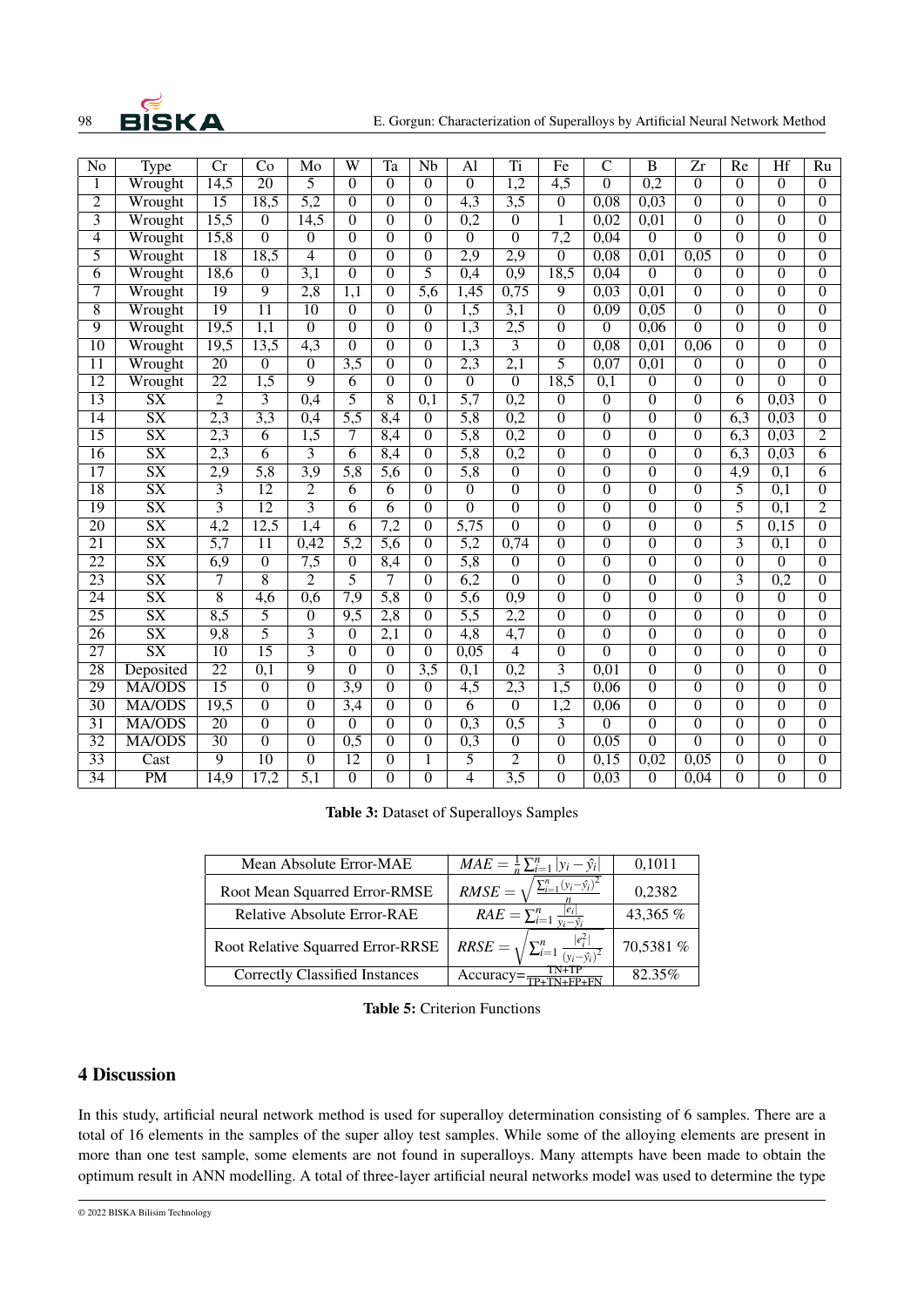| No | Type | Cr | Co | Mo | W | Ta | Nb | Al | Ti | Fe | C | B | Zr | Re | Hf | Ru |
|---|---|---|---|---|---|---|---|---|---|---|---|---|---|---|---|---|
| 1 | Wrought | 14,5 | 20 | 5 | 0 | 0 | 0 | 0 | 1,2 | 4,5 | 0 | 0,2 | 0 | 0 | 0 | 0 |
| 2 | Wrought | 15 | 18,5 | 5,2 | 0 | 0 | 0 | 4,3 | 3,5 | 0 | 0,08 | 0,03 | 0 | 0 | 0 | 0 |
| 3 | Wrought | 15,5 | 0 | 14,5 | 0 | 0 | 0 | 0,2 | 0 | 1 | 0,02 | 0,01 | 0 | 0 | 0 | 0 |
| 4 | Wrought | 15,8 | 0 | 0 | 0 | 0 | 0 | 0 | 0 | 7,2 | 0,04 | 0 | 0 | 0 | 0 | 0 |
| 5 | Wrought | 18 | 18,5 | 4 | 0 | 0 | 0 | 2,9 | 2,9 | 0 | 0,08 | 0,01 | 0,05 | 0 | 0 | 0 |
| 6 | Wrought | 18,6 | 0 | 3,1 | 0 | 0 | 5 | 0,4 | 0,9 | 18,5 | 0,04 | 0 | 0 | 0 | 0 | 0 |
| 7 | Wrought | 19 | 9 | 2,8 | 1,1 | 0 | 5,6 | 1,45 | 0,75 | 9 | 0,03 | 0,01 | 0 | 0 | 0 | 0 |
| 8 | Wrought | 19 | 11 | 10 | 0 | 0 | 0 | 1,5 | 3,1 | 0 | 0,09 | 0,05 | 0 | 0 | 0 | 0 |
| 9 | Wrought | 19,5 | 1,1 | 0 | 0 | 0 | 0 | 1,3 | 2,5 | 0 | 0 | 0,06 | 0 | 0 | 0 | 0 |
| 10 | Wrought | 19,5 | 13,5 | 4,3 | 0 | 0 | 0 | 1,3 | 3 | 0 | 0,08 | 0,01 | 0,06 | 0 | 0 | 0 |
| 11 | Wrought | 20 | 0 | 0 | 3,5 | 0 | 0 | 2,3 | 2,1 | 5 | 0,07 | 0,01 | 0 | 0 | 0 | 0 |
| 12 | Wrought | 22 | 1,5 | 9 | 6 | 0 | 0 | 0 | 0 | 18,5 | 0,1 | 0 | 0 | 0 | 0 | 0 |
| 13 | SX | 2 | 3 | 0,4 | 5 | 8 | 0,1 | 5,7 | 0,2 | 0 | 0 | 0 | 0 | 6 | 0,03 | 0 |
| 14 | SX | 2,3 | 3,3 | 0,4 | 5,5 | 8,4 | 0 | 5,8 | 0,2 | 0 | 0 | 0 | 0 | 6,3 | 0,03 | 0 |
| 15 | SX | 2,3 | 6 | 1,5 | 7 | 8,4 | 0 | 5,8 | 0,2 | 0 | 0 | 0 | 0 | 6,3 | 0,03 | 2 |
| 16 | SX | 2,3 | 6 | 3 | 6 | 8,4 | 0 | 5,8 | 0,2 | 0 | 0 | 0 | 0 | 6,3 | 0,03 | 6 |
| 17 | SX | 2,9 | 5,8 | 3,9 | 5,8 | 5,6 | 0 | 5,8 | 0 | 0 | 0 | 0 | 0 | 4,9 | 0,1 | 6 |
| 18 | SX | 3 | 12 | 2 | 6 | 6 | 0 | 0 | 0 | 0 | 0 | 0 | 0 | 5 | 0,1 | 0 |
| 19 | SX | 3 | 12 | 3 | 6 | 6 | 0 | 0 | 0 | 0 | 0 | 0 | 0 | 5 | 0,1 | 2 |
| 20 | SX | 4,2 | 12,5 | 1,4 | 6 | 7,2 | 0 | 5,75 | 0 | 0 | 0 | 0 | 0 | 5 | 0,15 | 0 |
| 21 | SX | 5,7 | 11 | 0,42 | 5,2 | 5,6 | 0 | 5,2 | 0,74 | 0 | 0 | 0 | 0 | 3 | 0,1 | 0 |
| 22 | SX | 6,9 | 0 | 7,5 | 0 | 8,4 | 0 | 5,8 | 0 | 0 | 0 | 0 | 0 | 0 | 0 | 0 |
| 23 | SX | 7 | 8 | 2 | 5 | 7 | 0 | 6,2 | 0 | 0 | 0 | 0 | 0 | 3 | 0,2 | 0 |
| 24 | SX | 8 | 4,6 | 0,6 | 7,9 | 5,8 | 0 | 5,6 | 0,9 | 0 | 0 | 0 | 0 | 0 | 0 | 0 |
| 25 | SX | 8,5 | 5 | 0 | 9,5 | 2,8 | 0 | 5,5 | 2,2 | 0 | 0 | 0 | 0 | 0 | 0 | 0 |
| 26 | SX | 9,8 | 5 | 3 | 0 | 2,1 | 0 | 4,8 | 4,7 | 0 | 0 | 0 | 0 | 0 | 0 | 0 |
| 27 | SX | 10 | 15 | 3 | 0 | 0 | 0 | 0,05 | 4 | 0 | 0 | 0 | 0 | 0 | 0 | 0 |
| 28 | Deposited | 22 | 0,1 | 9 | 0 | 0 | 3,5 | 0,1 | 0,2 | 3 | 0,01 | 0 | 0 | 0 | 0 | 0 |
| 29 | MA/ODS | 15 | 0 | 0 | 3,9 | 0 | 0 | 4,5 | 2,3 | 1,5 | 0,06 | 0 | 0 | 0 | 0 | 0 |
| 30 | MA/ODS | 19,5 | 0 | 0 | 3,4 | 0 | 0 | 6 | 0 | 1,2 | 0,06 | 0 | 0 | 0 | 0 | 0 |
| 31 | MA/ODS | 20 | 0 | 0 | 0 | 0 | 0 | 0,3 | 0,5 | 3 | 0 | 0 | 0 | 0 | 0 | 0 |
| 32 | MA/ODS | 30 | 0 | 0 | 0,5 | 0 | 0 | 0,3 | 0 | 0 | 0,05 | 0 | 0 | 0 | 0 | 0 |
| 33 | Cast | 9 | 10 | 0 | 12 | 0 | 1 | 5 | 2 | 0 | 0,15 | 0,02 | 0,05 | 0 | 0 | 0 |
| 34 | PM | 14,9 | 17,2 | 5,1 | 0 | 0 | 0 | 4 | 3,5 | 0 | 0,03 | 0 | 0,04 | 0 | 0 | 0 |

**Table 3:** Dataset of Superalloys Samples

| Mean Absolute Error-MAE | $MAE = \frac{1}{n}\sum_{i=1}^{n} \lvert y_i - \hat{y}_i \rvert$ | 0,1011 |
|---|---|---|
| Root Mean Squarred Error-RMSE | $RMSE = \sqrt{\frac{\sum_{i=1}^{n}(y_i-\hat{y}_i)^2}{n}}$ | 0,2382 |
| Relative Absolute Error-RAE | $RAE = \sum_{i=1}^{n} \frac{\lvert e_i \rvert}{y_i-\hat{y}_i}$ | 43,365 % |
| Root Relative Squared Error-RRSE | $RRSE = \sqrt{\sum_{i=1}^{n} \frac{\lvert e_i^2 \rvert}{(y_i-\hat{y}_i)^2}}$ | 70,5381 % |
| Correctly Classified Instances | $\text{Accuracy}=\frac{TN+TP}{TP+TN+FP+FN}$ | 82.35% |

**Table 5:** Criterion Functions

## 4 Discussion

In this study, artificial neural network method is used for superalloy determination consisting of 6 samples. There are a total of 16 elements in the samples of the super alloy test samples. While some of the alloying elements are present in more than one test sample, some elements are not found in superalloys. Many attempts have been made to obtain the optimum result in ANN modelling. A total of three-layer artificial neural networks model was used to determine the type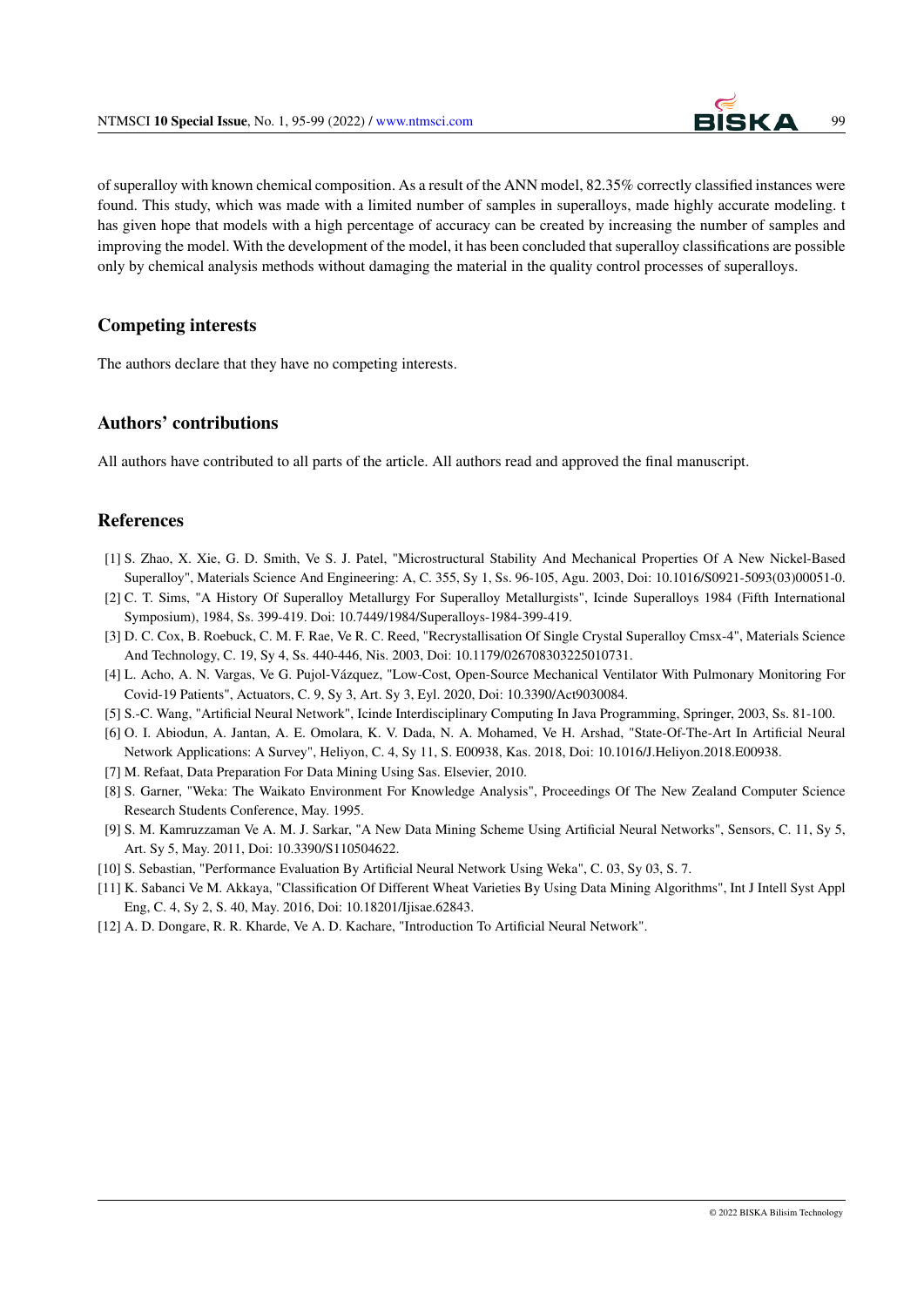of superalloy with known chemical composition. As a result of the ANN model, 82.35% correctly classified instances were found. This study, which was made with a limited number of samples in superalloys, made highly accurate modeling. t has given hope that models with a high percentage of accuracy can be created by increasing the number of samples and improving the model. With the development of the model, it has been concluded that superalloy classifications are possible only by chemical analysis methods without damaging the material in the quality control processes of superalloys.

## Competing interests

The authors declare that they have no competing interests.

## Authors' contributions

All authors have contributed to all parts of the article. All authors read and approved the final manuscript.

## References

[1] S. Zhao, X. Xie, G. D. Smith, Ve S. J. Patel, "Microstructural Stability And Mechanical Properties Of A New Nickel-Based Superalloy", Materials Science And Engineering: A, C. 355, Sy 1, Ss. 96-105, Agu. 2003, Doi: 10.1016/S0921-5093(03)00051-0.

[2] C. T. Sims, "A History Of Superalloy Metallurgy For Superalloy Metallurgists", Icinde Superalloys 1984 (Fifth International Symposium), 1984, Ss. 399-419. Doi: 10.7449/1984/Superalloys-1984-399-419.

[3] D. C. Cox, B. Roebuck, C. M. F. Rae, Ve R. C. Reed, "Recrystallisation Of Single Crystal Superalloy Cmsx-4", Materials Science And Technology, C. 19, Sy 4, Ss. 440-446, Nis. 2003, Doi: 10.1179/026708303225010731.

[4] L. Acho, A. N. Vargas, Ve G. Pujol-Vázquez, "Low-Cost, Open-Source Mechanical Ventilator With Pulmonary Monitoring For Covid-19 Patients", Actuators, C. 9, Sy 3, Art. Sy 3, Eyl. 2020, Doi: 10.3390/Act9030084.

[5] S.-C. Wang, "Artificial Neural Network", Icinde Interdisciplinary Computing In Java Programming, Springer, 2003, Ss. 81-100.

[6] O. I. Abiodun, A. Jantan, A. E. Omolara, K. V. Dada, N. A. Mohamed, Ve H. Arshad, "State-Of-The-Art In Artificial Neural Network Applications: A Survey", Heliyon, C. 4, Sy 11, S. E00938, Kas. 2018, Doi: 10.1016/J.Heliyon.2018.E00938.

[7] M. Refaat, Data Preparation For Data Mining Using Sas. Elsevier, 2010.

[8] S. Garner, "Weka: The Waikato Environment For Knowledge Analysis", Proceedings Of The New Zealand Computer Science Research Students Conference, May. 1995.

[9] S. M. Kamruzzaman Ve A. M. J. Sarkar, "A New Data Mining Scheme Using Artificial Neural Networks", Sensors, C. 11, Sy 5, Art. Sy 5, May. 2011, Doi: 10.3390/S110504622.

[10] S. Sebastian, "Performance Evaluation By Artificial Neural Network Using Weka", C. 03, Sy 03, S. 7.

[11] K. Sabanci Ve M. Akkaya, "Classification Of Different Wheat Varieties By Using Data Mining Algorithms", Int J Intell Syst Appl Eng, C. 4, Sy 2, S. 40, May. 2016, Doi: 10.18201/Ijisae.62843.

[12] A. D. Dongare, R. R. Kharde, Ve A. D. Kachare, "Introduction To Artificial Neural Network".